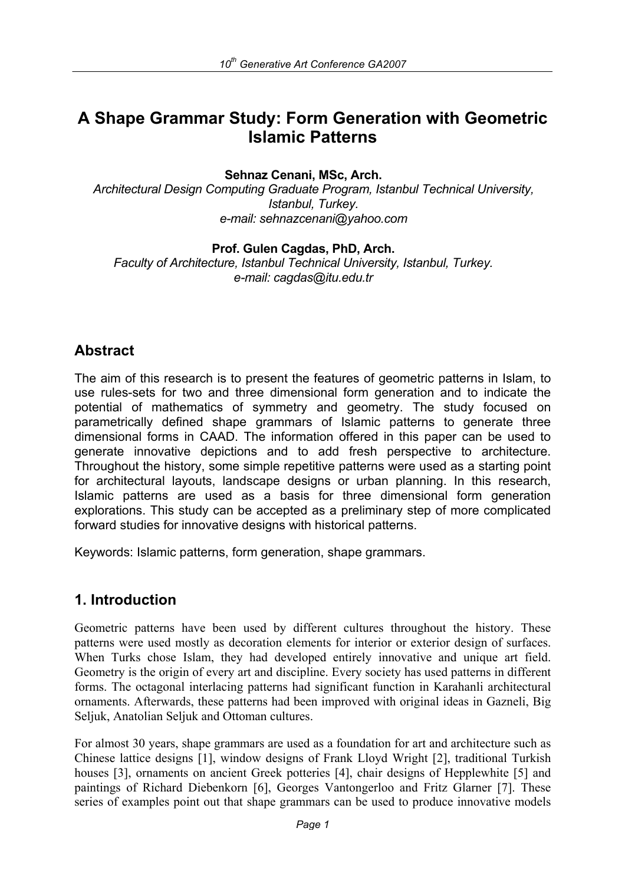# A Shape Grammar Study: Form Generation with Geometric Islamic Patterns

**Sehnaz Cenani, MSc, Arch.**
*Architectural Design Computing Graduate Program, Istanbul Technical University, Istanbul, Turkey.*
*e-mail: sehnazcenani@yahoo.com*

**Prof. Gulen Cagdas, PhD, Arch.**
*Faculty of Architecture, Istanbul Technical University, Istanbul, Turkey.*
*e-mail: cagdas@itu.edu.tr*

## Abstract

The aim of this research is to present the features of geometric patterns in Islam, to use rules-sets for two and three dimensional form generation and to indicate the potential of mathematics of symmetry and geometry. The study focused on parametrically defined shape grammars of Islamic patterns to generate three dimensional forms in CAAD. The information offered in this paper can be used to generate innovative depictions and to add fresh perspective to architecture. Throughout the history, some simple repetitive patterns were used as a starting point for architectural layouts, landscape designs or urban planning. In this research, Islamic patterns are used as a basis for three dimensional form generation explorations. This study can be accepted as a preliminary step of more complicated forward studies for innovative designs with historical patterns.

Keywords: Islamic patterns, form generation, shape grammars.

## 1. Introduction

Geometric patterns have been used by different cultures throughout the history. These patterns were used mostly as decoration elements for interior or exterior design of surfaces. When Turks chose Islam, they had developed entirely innovative and unique art field. Geometry is the origin of every art and discipline. Every society has used patterns in different forms. The octagonal interlacing patterns had significant function in Karahanli architectural ornaments. Afterwards, these patterns had been improved with original ideas in Gazneli, Big Seljuk, Anatolian Seljuk and Ottoman cultures.

For almost 30 years, shape grammars are used as a foundation for art and architecture such as Chinese lattice designs [1], window designs of Frank Lloyd Wright [2], traditional Turkish houses [3], ornaments on ancient Greek potteries [4], chair designs of Hepplewhite [5] and paintings of Richard Diebenkorn [6], Georges Vantongerloo and Fritz Glarner [7]. These series of examples point out that shape grammars can be used to produce innovative models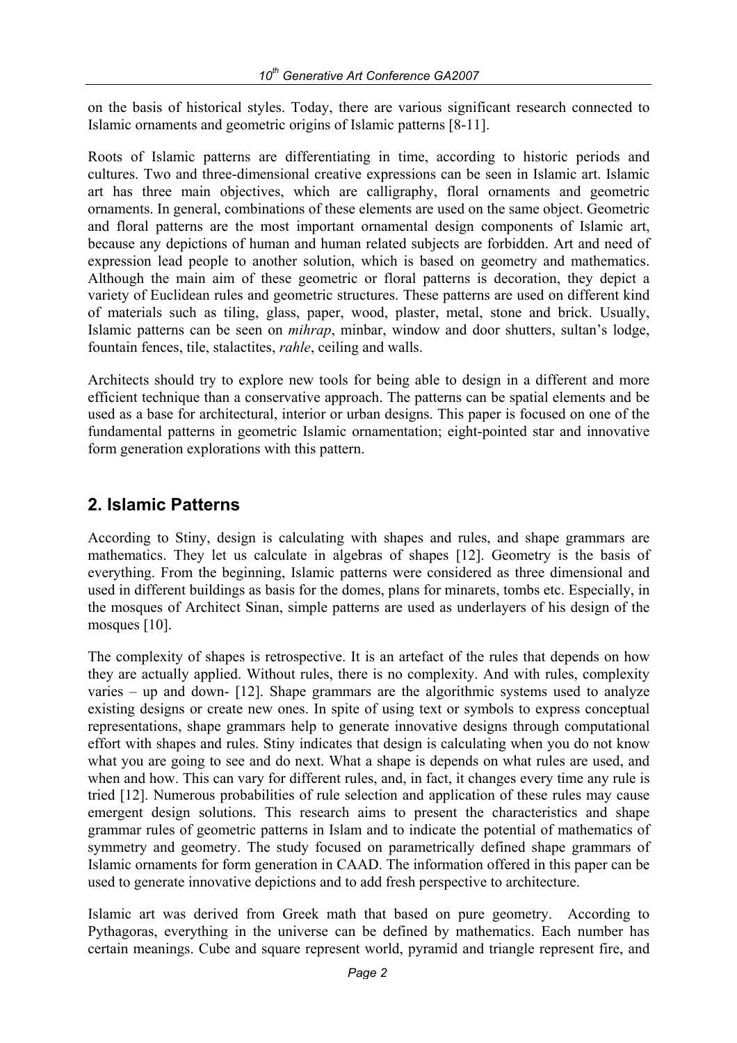on the basis of historical styles. Today, there are various significant research connected to Islamic ornaments and geometric origins of Islamic patterns [8-11].

Roots of Islamic patterns are differentiating in time, according to historic periods and cultures. Two and three-dimensional creative expressions can be seen in Islamic art. Islamic art has three main objectives, which are calligraphy, floral ornaments and geometric ornaments. In general, combinations of these elements are used on the same object. Geometric and floral patterns are the most important ornamental design components of Islamic art, because any depictions of human and human related subjects are forbidden. Art and need of expression lead people to another solution, which is based on geometry and mathematics. Although the main aim of these geometric or floral patterns is decoration, they depict a variety of Euclidean rules and geometric structures. These patterns are used on different kind of materials such as tiling, glass, paper, wood, plaster, metal, stone and brick. Usually, Islamic patterns can be seen on *mihrap*, minbar, window and door shutters, sultan's lodge, fountain fences, tile, stalactites, *rahle*, ceiling and walls.

Architects should try to explore new tools for being able to design in a different and more efficient technique than a conservative approach. The patterns can be spatial elements and be used as a base for architectural, interior or urban designs. This paper is focused on one of the fundamental patterns in geometric Islamic ornamentation; eight-pointed star and innovative form generation explorations with this pattern.

## 2. Islamic Patterns

According to Stiny, design is calculating with shapes and rules, and shape grammars are mathematics. They let us calculate in algebras of shapes [12]. Geometry is the basis of everything. From the beginning, Islamic patterns were considered as three dimensional and used in different buildings as basis for the domes, plans for minarets, tombs etc. Especially, in the mosques of Architect Sinan, simple patterns are used as underlayers of his design of the mosques [10].

The complexity of shapes is retrospective. It is an artefact of the rules that depends on how they are actually applied. Without rules, there is no complexity. And with rules, complexity varies – up and down- [12]. Shape grammars are the algorithmic systems used to analyze existing designs or create new ones. In spite of using text or symbols to express conceptual representations, shape grammars help to generate innovative designs through computational effort with shapes and rules. Stiny indicates that design is calculating when you do not know what you are going to see and do next. What a shape is depends on what rules are used, and when and how. This can vary for different rules, and, in fact, it changes every time any rule is tried [12]. Numerous probabilities of rule selection and application of these rules may cause emergent design solutions. This research aims to present the characteristics and shape grammar rules of geometric patterns in Islam and to indicate the potential of mathematics of symmetry and geometry. The study focused on parametrically defined shape grammars of Islamic ornaments for form generation in CAAD. The information offered in this paper can be used to generate innovative depictions and to add fresh perspective to architecture.

Islamic art was derived from Greek math that based on pure geometry. According to Pythagoras, everything in the universe can be defined by mathematics. Each number has certain meanings. Cube and square represent world, pyramid and triangle represent fire, and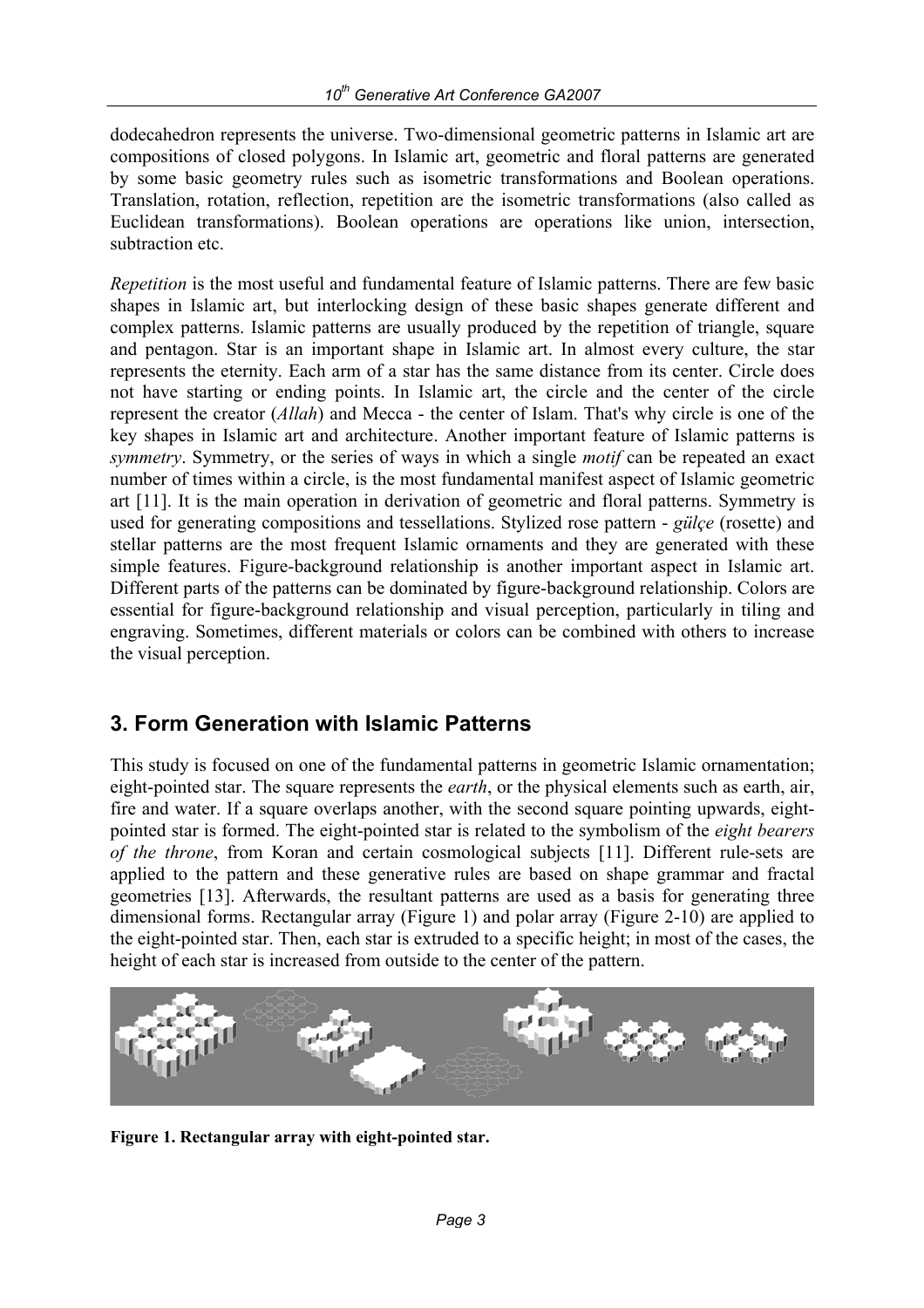dodecahedron represents the universe. Two-dimensional geometric patterns in Islamic art are compositions of closed polygons. In Islamic art, geometric and floral patterns are generated by some basic geometry rules such as isometric transformations and Boolean operations. Translation, rotation, reflection, repetition are the isometric transformations (also called as Euclidean transformations). Boolean operations are operations like union, intersection, subtraction etc.

*Repetition* is the most useful and fundamental feature of Islamic patterns. There are few basic shapes in Islamic art, but interlocking design of these basic shapes generate different and complex patterns. Islamic patterns are usually produced by the repetition of triangle, square and pentagon. Star is an important shape in Islamic art. In almost every culture, the star represents the eternity. Each arm of a star has the same distance from its center. Circle does not have starting or ending points. In Islamic art, the circle and the center of the circle represent the creator (*Allah*) and Mecca - the center of Islam. That's why circle is one of the key shapes in Islamic art and architecture. Another important feature of Islamic patterns is *symmetry*. Symmetry, or the series of ways in which a single *motif* can be repeated an exact number of times within a circle, is the most fundamental manifest aspect of Islamic geometric art [11]. It is the main operation in derivation of geometric and floral patterns. Symmetry is used for generating compositions and tessellations. Stylized rose pattern - *gülçe* (rosette) and stellar patterns are the most frequent Islamic ornaments and they are generated with these simple features. Figure-background relationship is another important aspect in Islamic art. Different parts of the patterns can be dominated by figure-background relationship. Colors are essential for figure-background relationship and visual perception, particularly in tiling and engraving. Sometimes, different materials or colors can be combined with others to increase the visual perception.

## 3. Form Generation with Islamic Patterns

This study is focused on one of the fundamental patterns in geometric Islamic ornamentation; eight-pointed star. The square represents the *earth*, or the physical elements such as earth, air, fire and water. If a square overlaps another, with the second square pointing upwards, eight-pointed star is formed. The eight-pointed star is related to the symbolism of the *eight bearers of the throne*, from Koran and certain cosmological subjects [11]. Different rule-sets are applied to the pattern and these generative rules are based on shape grammar and fractal geometries [13]. Afterwards, the resultant patterns are used as a basis for generating three dimensional forms. Rectangular array (Figure 1) and polar array (Figure 2-10) are applied to the eight-pointed star. Then, each star is extruded to a specific height; in most of the cases, the height of each star is increased from outside to the center of the pattern.

**Figure 1. Rectangular array with eight-pointed star.**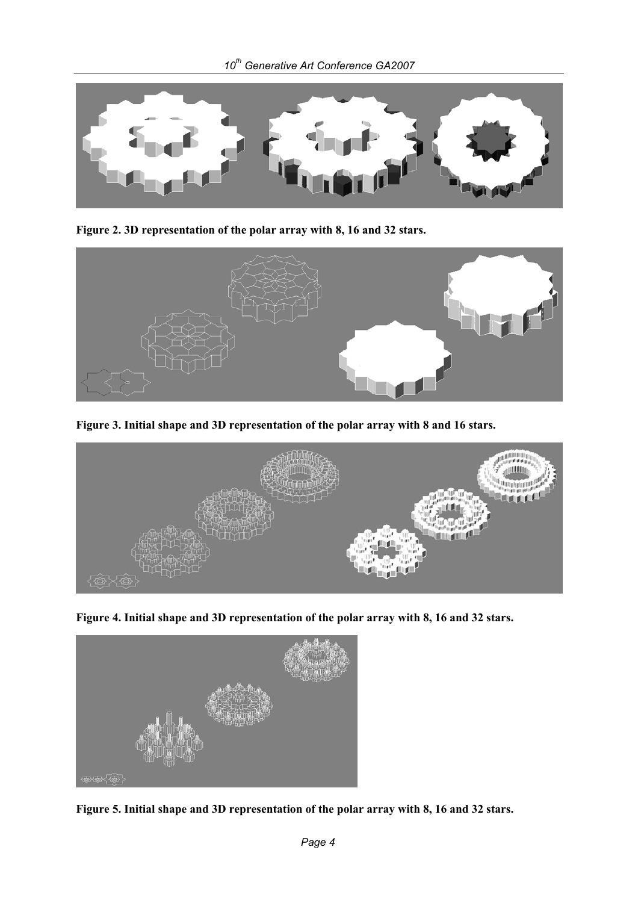**Figure 2. 3D representation of the polar array with 8, 16 and 32 stars.**

**Figure 3. Initial shape and 3D representation of the polar array with 8 and 16 stars.**

**Figure 4. Initial shape and 3D representation of the polar array with 8, 16 and 32 stars.**

**Figure 5. Initial shape and 3D representation of the polar array with 8, 16 and 32 stars.**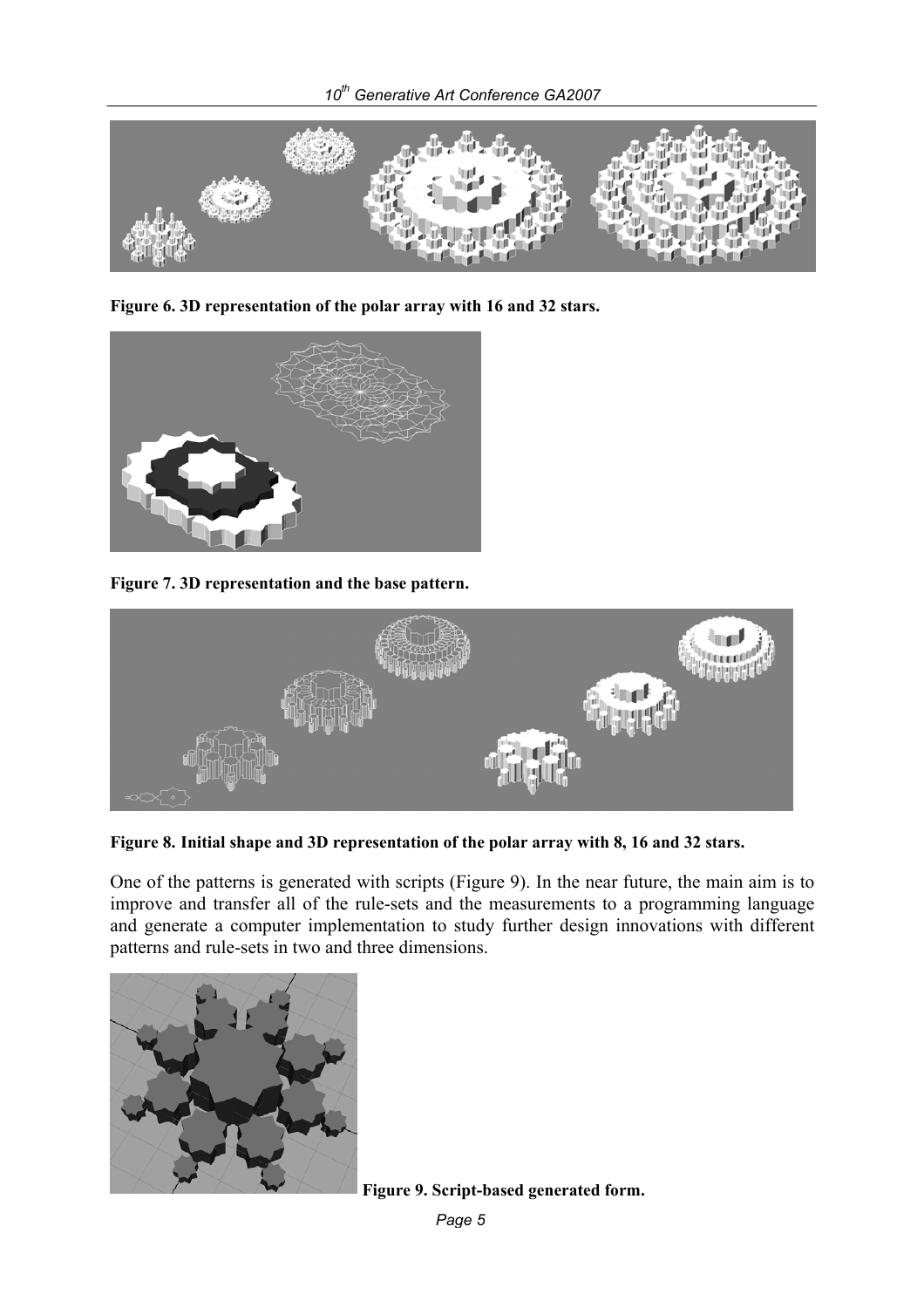**Figure 6. 3D representation of the polar array with 16 and 32 stars.**

**Figure 7. 3D representation and the base pattern.**

**Figure 8. Initial shape and 3D representation of the polar array with 8, 16 and 32 stars.**

One of the patterns is generated with scripts (Figure 9). In the near future, the main aim is to improve and transfer all of the rule-sets and the measurements to a programming language and generate a computer implementation to study further design innovations with different patterns and rule-sets in two and three dimensions.

**Figure 9. Script-based generated form.**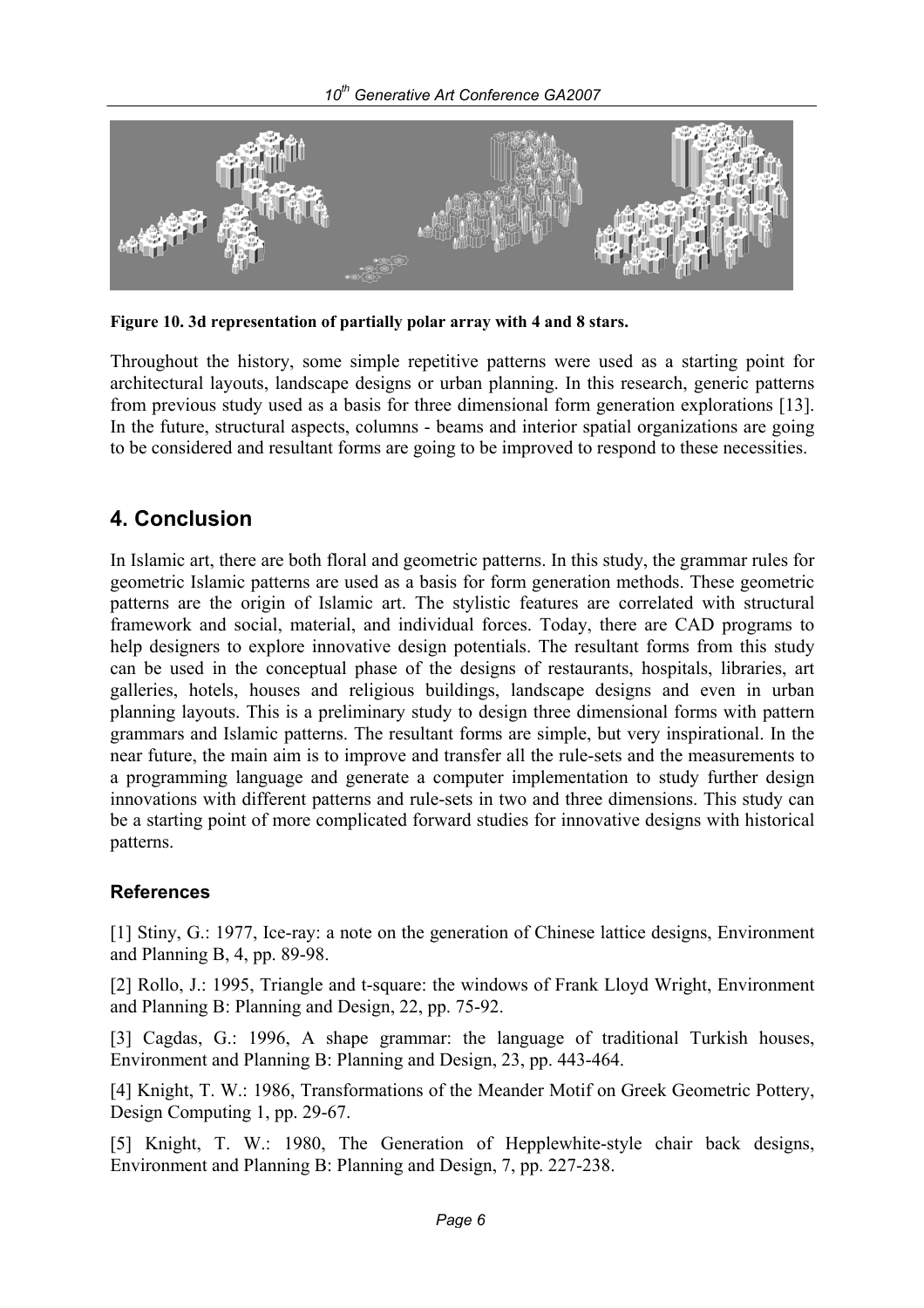**Figure 10. 3d representation of partially polar array with 4 and 8 stars.**

Throughout the history, some simple repetitive patterns were used as a starting point for architectural layouts, landscape designs or urban planning. In this research, generic patterns from previous study used as a basis for three dimensional form generation explorations [13]. In the future, structural aspects, columns - beams and interior spatial organizations are going to be considered and resultant forms are going to be improved to respond to these necessities.

## 4. Conclusion

In Islamic art, there are both floral and geometric patterns. In this study, the grammar rules for geometric Islamic patterns are used as a basis for form generation methods. These geometric patterns are the origin of Islamic art. The stylistic features are correlated with structural framework and social, material, and individual forces. Today, there are CAD programs to help designers to explore innovative design potentials. The resultant forms from this study can be used in the conceptual phase of the designs of restaurants, hospitals, libraries, art galleries, hotels, houses and religious buildings, landscape designs and even in urban planning layouts. This is a preliminary study to design three dimensional forms with pattern grammars and Islamic patterns. The resultant forms are simple, but very inspirational. In the near future, the main aim is to improve and transfer all the rule-sets and the measurements to a programming language and generate a computer implementation to study further design innovations with different patterns and rule-sets in two and three dimensions. This study can be a starting point of more complicated forward studies for innovative designs with historical patterns.

### References

[1] Stiny, G.: 1977, Ice-ray: a note on the generation of Chinese lattice designs, Environment and Planning B, 4, pp. 89-98.

[2] Rollo, J.: 1995, Triangle and t-square: the windows of Frank Lloyd Wright, Environment and Planning B: Planning and Design, 22, pp. 75-92.

[3] Cagdas, G.: 1996, A shape grammar: the language of traditional Turkish houses, Environment and Planning B: Planning and Design, 23, pp. 443-464.

[4] Knight, T. W.: 1986, Transformations of the Meander Motif on Greek Geometric Pottery, Design Computing 1, pp. 29-67.

[5] Knight, T. W.: 1980, The Generation of Hepplewhite-style chair back designs, Environment and Planning B: Planning and Design, 7, pp. 227-238.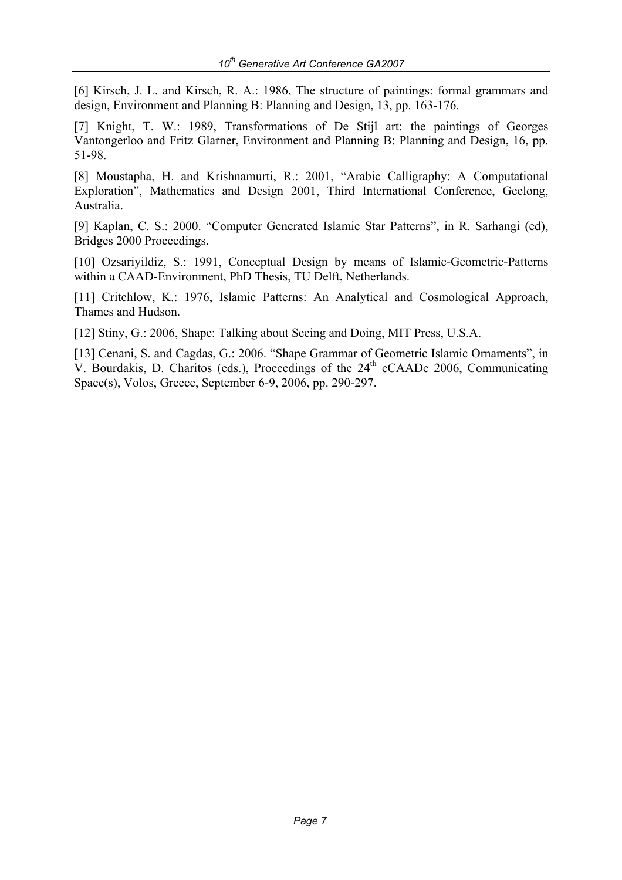[6] Kirsch, J. L. and Kirsch, R. A.: 1986, The structure of paintings: formal grammars and design, Environment and Planning B: Planning and Design, 13, pp. 163-176.

[7] Knight, T. W.: 1989, Transformations of De Stijl art: the paintings of Georges Vantongerloo and Fritz Glarner, Environment and Planning B: Planning and Design, 16, pp. 51-98.

[8] Moustapha, H. and Krishnamurti, R.: 2001, "Arabic Calligraphy: A Computational Exploration", Mathematics and Design 2001, Third International Conference, Geelong, Australia.

[9] Kaplan, C. S.: 2000. "Computer Generated Islamic Star Patterns", in R. Sarhangi (ed), Bridges 2000 Proceedings.

[10] Ozsariyildiz, S.: 1991, Conceptual Design by means of Islamic-Geometric-Patterns within a CAAD-Environment, PhD Thesis, TU Delft, Netherlands.

[11] Critchlow, K.: 1976, Islamic Patterns: An Analytical and Cosmological Approach, Thames and Hudson.

[12] Stiny, G.: 2006, Shape: Talking about Seeing and Doing, MIT Press, U.S.A.

[13] Cenani, S. and Cagdas, G.: 2006. "Shape Grammar of Geometric Islamic Ornaments", in V. Bourdakis, D. Charitos (eds.), Proceedings of the 24th eCAADe 2006, Communicating Space(s), Volos, Greece, September 6-9, 2006, pp. 290-297.